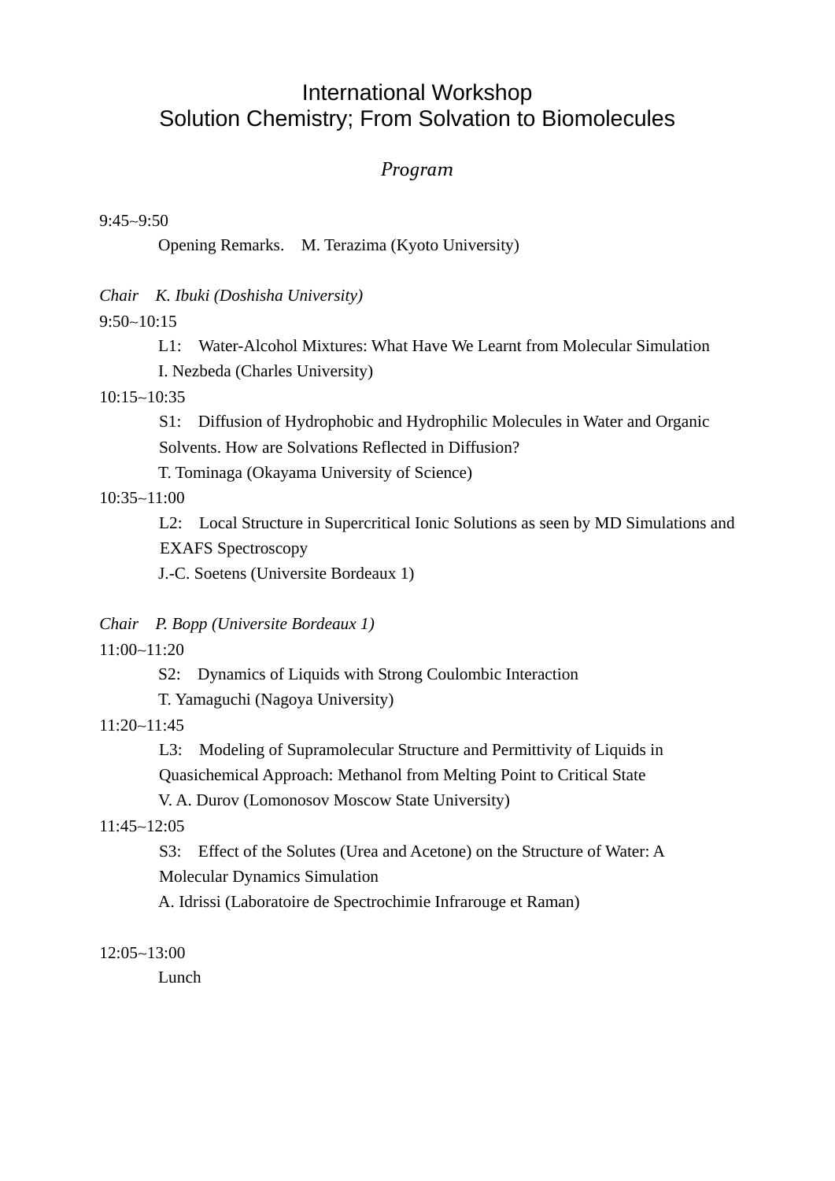# International Workshop
# Solution Chemistry; From Solvation to Biomolecules

## *Program*

9:45~9:50

Opening Remarks. M. Terazima (Kyoto University)

*Chair K. Ibuki (Doshisha University)*

9:50~10:15

L1: Water-Alcohol Mixtures: What Have We Learnt from Molecular Simulation

I. Nezbeda (Charles University)

10:15~10:35

S1: Diffusion of Hydrophobic and Hydrophilic Molecules in Water and Organic Solvents. How are Solvations Reflected in Diffusion?

T. Tominaga (Okayama University of Science)

10:35~11:00

L2: Local Structure in Supercritical Ionic Solutions as seen by MD Simulations and EXAFS Spectroscopy

J.-C. Soetens (Universite Bordeaux 1)

*Chair P. Bopp (Universite Bordeaux 1)*

11:00~11:20

S2: Dynamics of Liquids with Strong Coulombic Interaction

T. Yamaguchi (Nagoya University)

11:20~11:45

L3: Modeling of Supramolecular Structure and Permittivity of Liquids in Quasichemical Approach: Methanol from Melting Point to Critical State

V. A. Durov (Lomonosov Moscow State University)

11:45~12:05

S3: Effect of the Solutes (Urea and Acetone) on the Structure of Water: A Molecular Dynamics Simulation

A. Idrissi (Laboratoire de Spectrochimie Infrarouge et Raman)

12:05~13:00

Lunch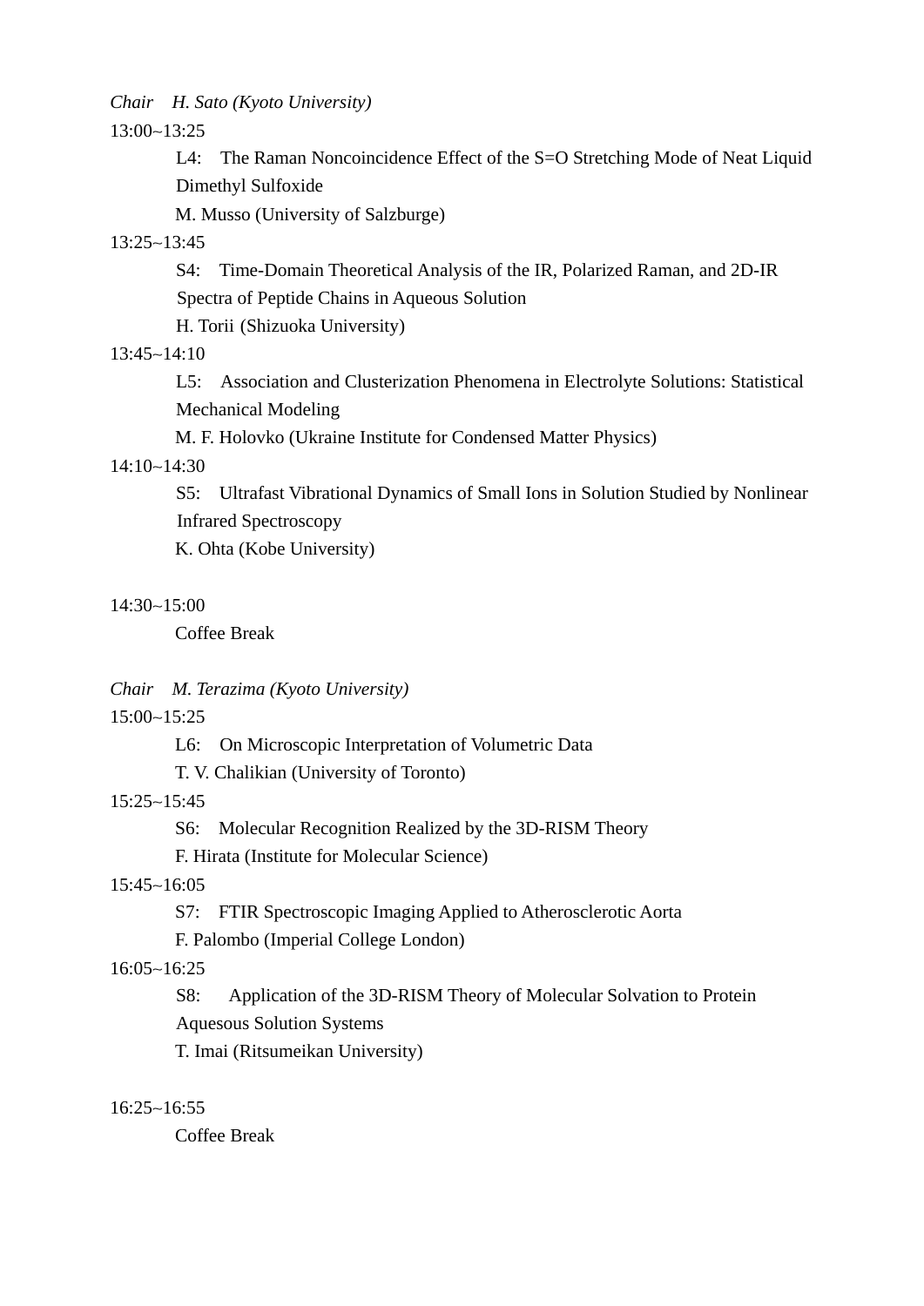*Chair H. Sato (Kyoto University)*

13:00~13:25

L4: The Raman Noncoincidence Effect of the S=O Stretching Mode of Neat Liquid Dimethyl Sulfoxide

M. Musso (University of Salzburge)

13:25~13:45

S4: Time-Domain Theoretical Analysis of the IR, Polarized Raman, and 2D-IR Spectra of Peptide Chains in Aqueous Solution

H. Torii (Shizuoka University)

13:45~14:10

L5: Association and Clusterization Phenomena in Electrolyte Solutions: Statistical Mechanical Modeling

M. F. Holovko (Ukraine Institute for Condensed Matter Physics)

14:10~14:30

S5: Ultrafast Vibrational Dynamics of Small Ions in Solution Studied by Nonlinear Infrared Spectroscopy

K. Ohta (Kobe University)

14:30~15:00

Coffee Break

*Chair M. Terazima (Kyoto University)*

15:00~15:25

L6: On Microscopic Interpretation of Volumetric Data

T. V. Chalikian (University of Toronto)

15:25~15:45

S6: Molecular Recognition Realized by the 3D-RISM Theory

F. Hirata (Institute for Molecular Science)

15:45~16:05

S7: FTIR Spectroscopic Imaging Applied to Atherosclerotic Aorta

F. Palombo (Imperial College London)

16:05~16:25

S8: Application of the 3D-RISM Theory of Molecular Solvation to Protein Aquesous Solution Systems

T. Imai (Ritsumeikan University)

16:25~16:55

Coffee Break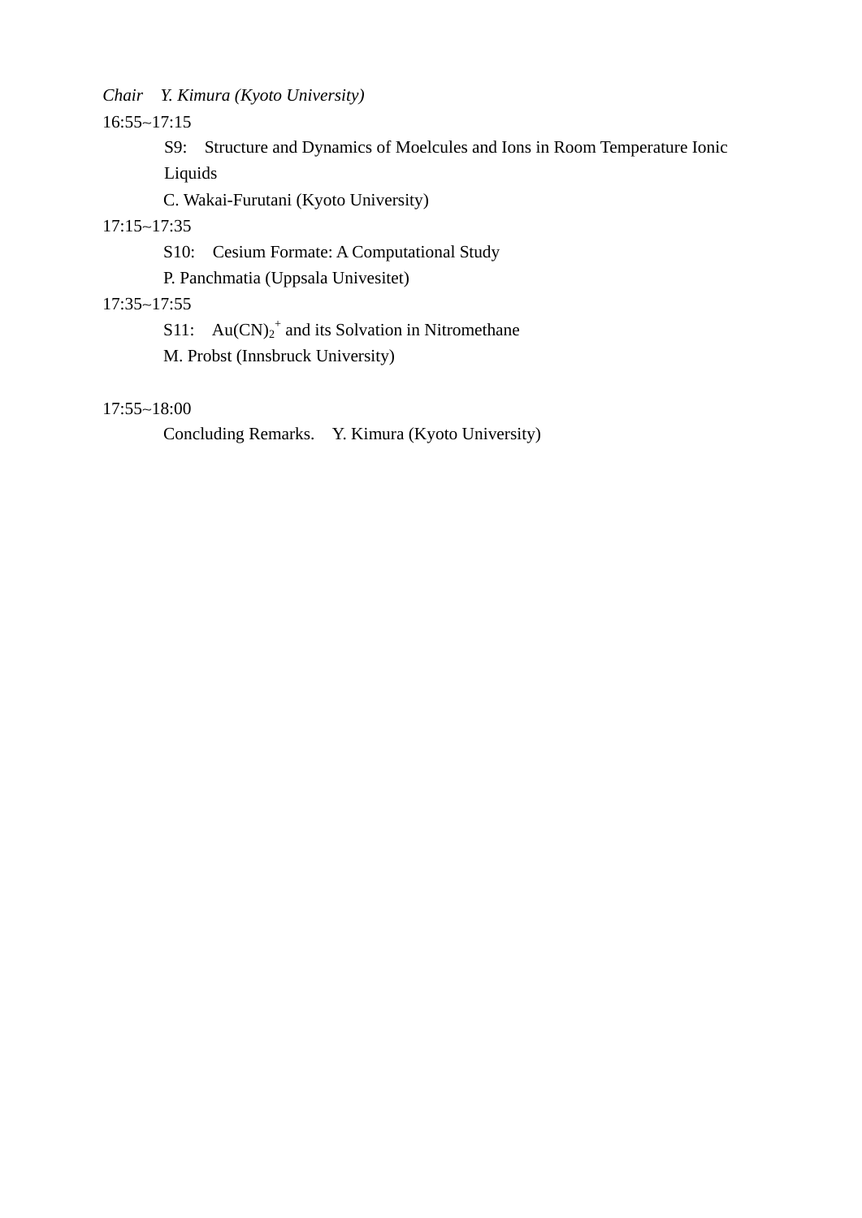*Chair　Y. Kimura (Kyoto University)*

16:55~17:15

S9:　Structure and Dynamics of Moelcules and Ions in Room Temperature Ionic Liquids

C. Wakai-Furutani (Kyoto University)

17:15~17:35

S10:　Cesium Formate: A Computational Study

P. Panchmatia (Uppsala Univesitet)

17:35~17:55

S11:　$Au(CN)_2^+$ and its Solvation in Nitromethane

M. Probst (Innsbruck University)

17:55~18:00

Concluding Remarks.　Y. Kimura (Kyoto University)